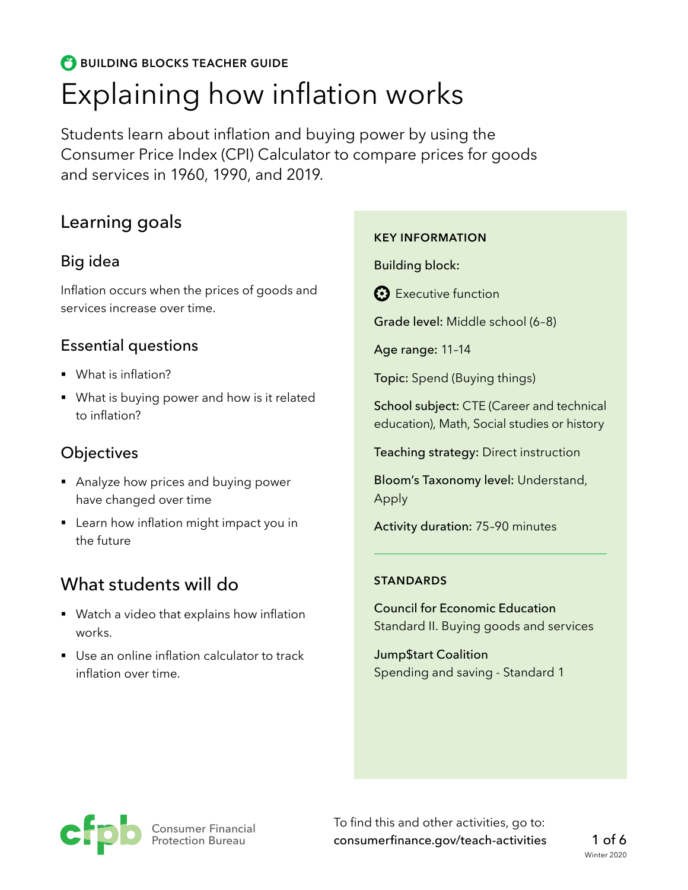BUILDING BLOCKS TEACHER GUIDE

# Explaining how inflation works

Students learn about inflation and buying power by using the Consumer Price Index (CPI) Calculator to compare prices for goods and services in 1960, 1990, and 2019.

## Learning goals

### Big idea

Inflation occurs when the prices of goods and services increase over time.

### Essential questions

- What is inflation?
- What is buying power and how is it related to inflation?

### Objectives

- Analyze how prices and buying power have changed over time
- Learn how inflation might impact you in the future

## What students will do

- Watch a video that explains how inflation works.
- Use an online inflation calculator to track inflation over time.

**KEY INFORMATION**

**Building block:**

Executive function

**Grade level:** Middle school (6–8)

**Age range:** 11–14

**Topic:** Spend (Buying things)

**School subject:** CTE (Career and technical education), Math, Social studies or history

**Teaching strategy:** Direct instruction

**Bloom's Taxonomy level:** Understand, Apply

**Activity duration:** 75–90 minutes

**STANDARDS**

**Council for Economic Education**
Standard II. Buying goods and services

**Jump$tart Coalition**
Spending and saving - Standard 1

Consumer Financial Protection Bureau

To find this and other activities, go to:
consumerfinance.gov/teach-activities

Winter 2020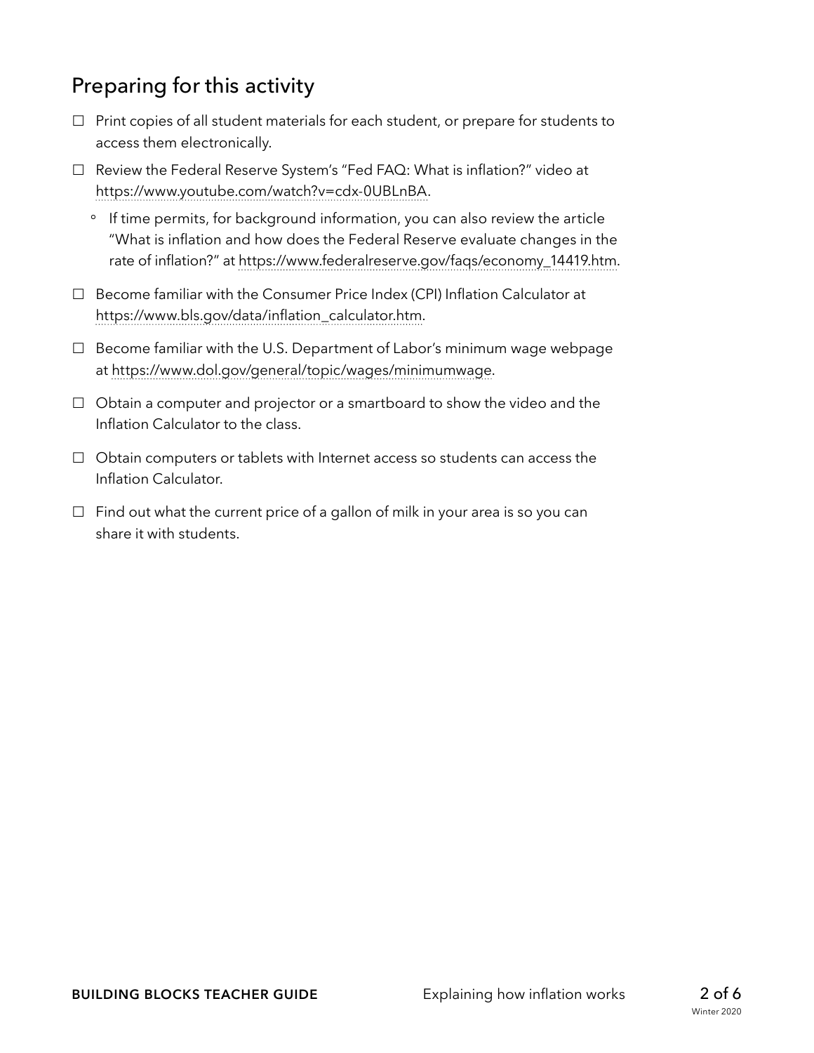## Preparing for this activity

- ☐ Print copies of all student materials for each student, or prepare for students to access them electronically.
- ☐ Review the Federal Reserve System's "Fed FAQ: What is inflation?" video at https://www.youtube.com/watch?v=cdx-0UBLnBA.
  - If time permits, for background information, you can also review the article "What is inflation and how does the Federal Reserve evaluate changes in the rate of inflation?" at https://www.federalreserve.gov/faqs/economy_14419.htm.
- ☐ Become familiar with the Consumer Price Index (CPI) Inflation Calculator at https://www.bls.gov/data/inflation_calculator.htm.
- ☐ Become familiar with the U.S. Department of Labor's minimum wage webpage at https://www.dol.gov/general/topic/wages/minimumwage.
- ☐ Obtain a computer and projector or a smartboard to show the video and the Inflation Calculator to the class.
- ☐ Obtain computers or tablets with Internet access so students can access the Inflation Calculator.
- ☐ Find out what the current price of a gallon of milk in your area is so you can share it with students.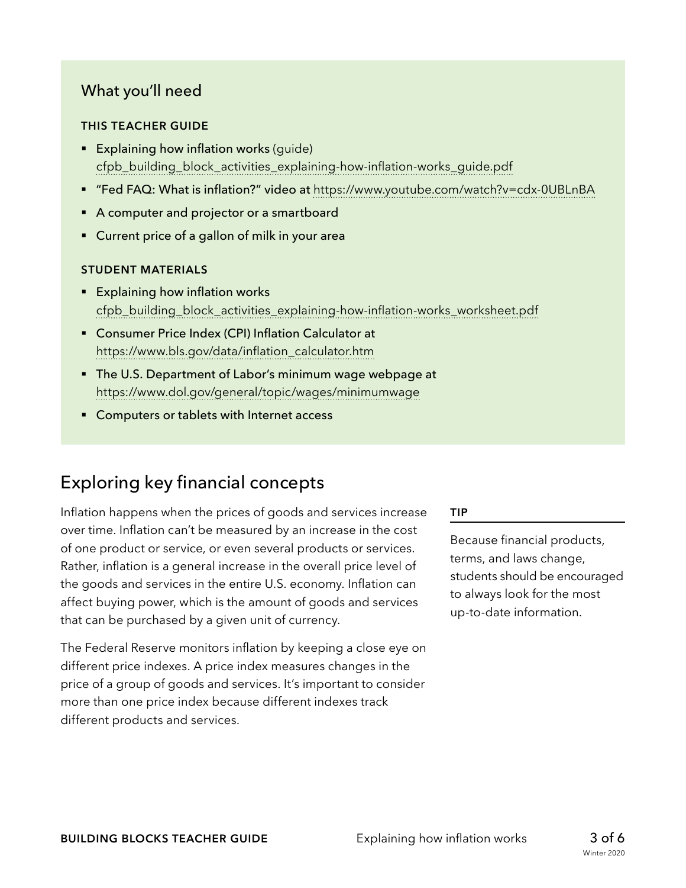## What you'll need

**THIS TEACHER GUIDE**

- **Explaining how inflation works** (guide)
  cfpb_building_block_activities_explaining-how-inflation-works_guide.pdf
- "Fed FAQ: What is inflation?" video at https://www.youtube.com/watch?v=cdx-0UBLnBA
- A computer and projector or a smartboard
- Current price of a gallon of milk in your area

**STUDENT MATERIALS**

- Explaining how inflation works
  cfpb_building_block_activities_explaining-how-inflation-works_worksheet.pdf
- Consumer Price Index (CPI) Inflation Calculator at
  https://www.bls.gov/data/inflation_calculator.htm
- The U.S. Department of Labor's minimum wage webpage at
  https://www.dol.gov/general/topic/wages/minimumwage
- Computers or tablets with Internet access

## Exploring key financial concepts

Inflation happens when the prices of goods and services increase over time. Inflation can't be measured by an increase in the cost of one product or service, or even several products or services. Rather, inflation is a general increase in the overall price level of the goods and services in the entire U.S. economy. Inflation can affect buying power, which is the amount of goods and services that can be purchased by a given unit of currency.

The Federal Reserve monitors inflation by keeping a close eye on different price indexes. A price index measures changes in the price of a group of goods and services. It's important to consider more than one price index because different indexes track different products and services.

**TIP**

Because financial products, terms, and laws change, students should be encouraged to always look for the most up-to-date information.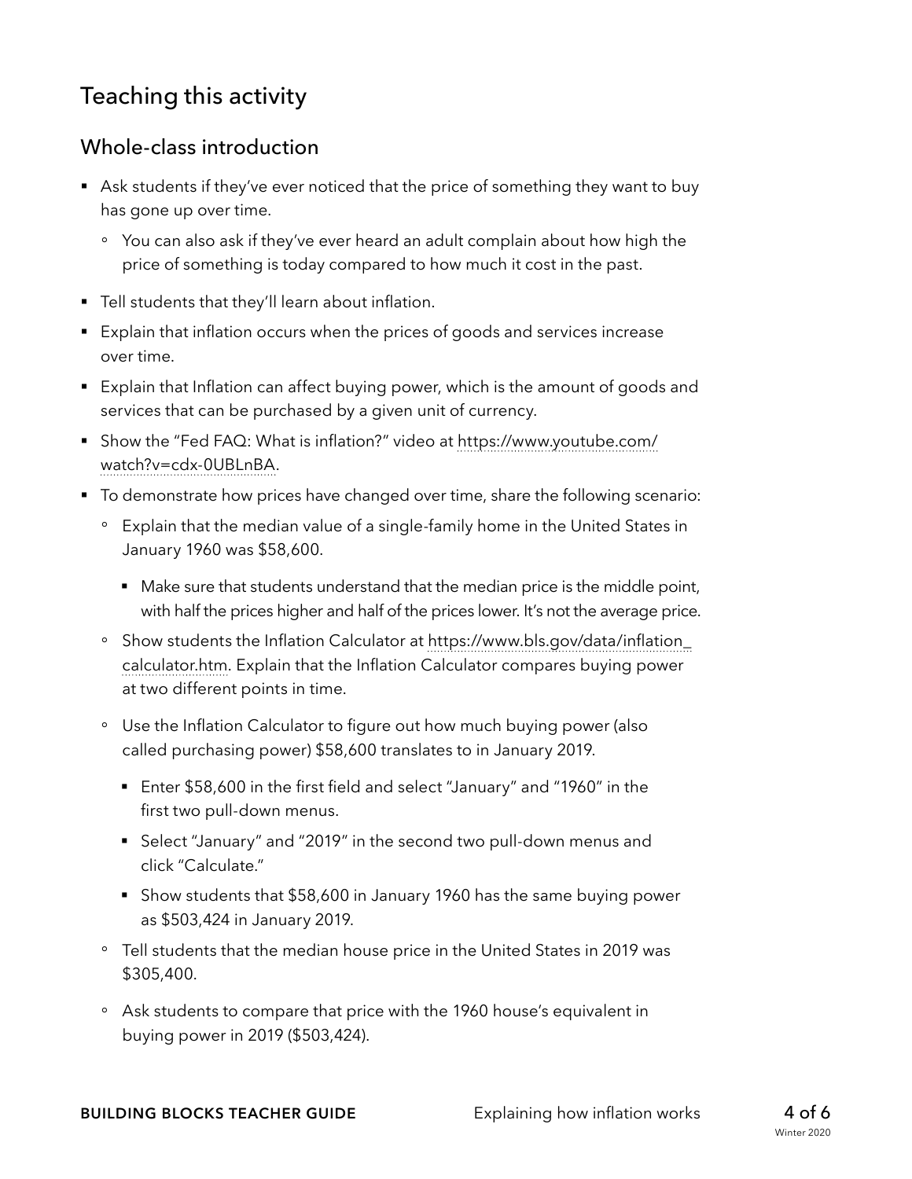## Teaching this activity

### Whole-class introduction

- Ask students if they've ever noticed that the price of something they want to buy has gone up over time.
  - You can also ask if they've ever heard an adult complain about how high the price of something is today compared to how much it cost in the past.
- Tell students that they'll learn about inflation.
- Explain that inflation occurs when the prices of goods and services increase over time.
- Explain that Inflation can affect buying power, which is the amount of goods and services that can be purchased by a given unit of currency.
- Show the "Fed FAQ: What is inflation?" video at https://www.youtube.com/watch?v=cdx-0UBLnBA.
- To demonstrate how prices have changed over time, share the following scenario:
  - Explain that the median value of a single-family home in the United States in January 1960 was $58,600.
    - Make sure that students understand that the median price is the middle point, with half the prices higher and half of the prices lower. It's not the average price.
  - Show students the Inflation Calculator at https://www.bls.gov/data/inflation_calculator.htm. Explain that the Inflation Calculator compares buying power at two different points in time.
  - Use the Inflation Calculator to figure out how much buying power (also called purchasing power) $58,600 translates to in January 2019.
    - Enter $58,600 in the first field and select "January" and "1960" in the first two pull-down menus.
    - Select "January" and "2019" in the second two pull-down menus and click "Calculate."
    - Show students that $58,600 in January 1960 has the same buying power as $503,424 in January 2019.
  - Tell students that the median house price in the United States in 2019 was $305,400.
  - Ask students to compare that price with the 1960 house's equivalent in buying power in 2019 ($503,424).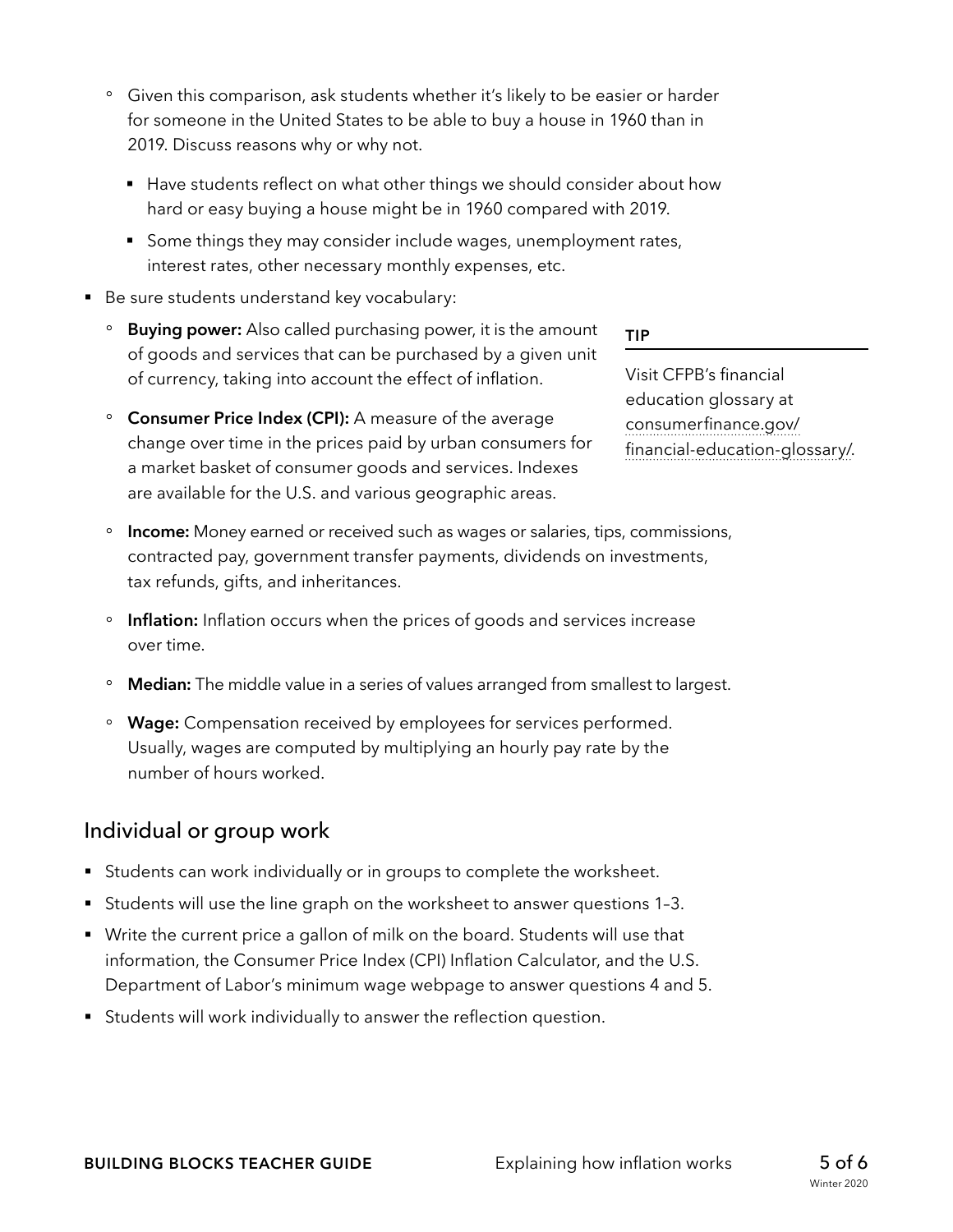- Given this comparison, ask students whether it's likely to be easier or harder for someone in the United States to be able to buy a house in 1960 than in 2019. Discuss reasons why or why not.
  - Have students reflect on what other things we should consider about how hard or easy buying a house might be in 1960 compared with 2019.
  - Some things they may consider include wages, unemployment rates, interest rates, other necessary monthly expenses, etc.

- Be sure students understand key vocabulary:
  - **Buying power:** Also called purchasing power, it is the amount of goods and services that can be purchased by a given unit of currency, taking into account the effect of inflation.
  - **Consumer Price Index (CPI):** A measure of the average change over time in the prices paid by urban consumers for a market basket of consumer goods and services. Indexes are available for the U.S. and various geographic areas.
  - **Income:** Money earned or received such as wages or salaries, tips, commissions, contracted pay, government transfer payments, dividends on investments, tax refunds, gifts, and inheritances.
  - **Inflation:** Inflation occurs when the prices of goods and services increase over time.
  - **Median:** The middle value in a series of values arranged from smallest to largest.
  - **Wage:** Compensation received by employees for services performed. Usually, wages are computed by multiplying an hourly pay rate by the number of hours worked.

**TIP**

Visit CFPB's financial education glossary at consumerfinance.gov/financial-education-glossary/.

## Individual or group work

- Students can work individually or in groups to complete the worksheet.
- Students will use the line graph on the worksheet to answer questions 1–3.
- Write the current price a gallon of milk on the board. Students will use that information, the Consumer Price Index (CPI) Inflation Calculator, and the U.S. Department of Labor's minimum wage webpage to answer questions 4 and 5.
- Students will work individually to answer the reflection question.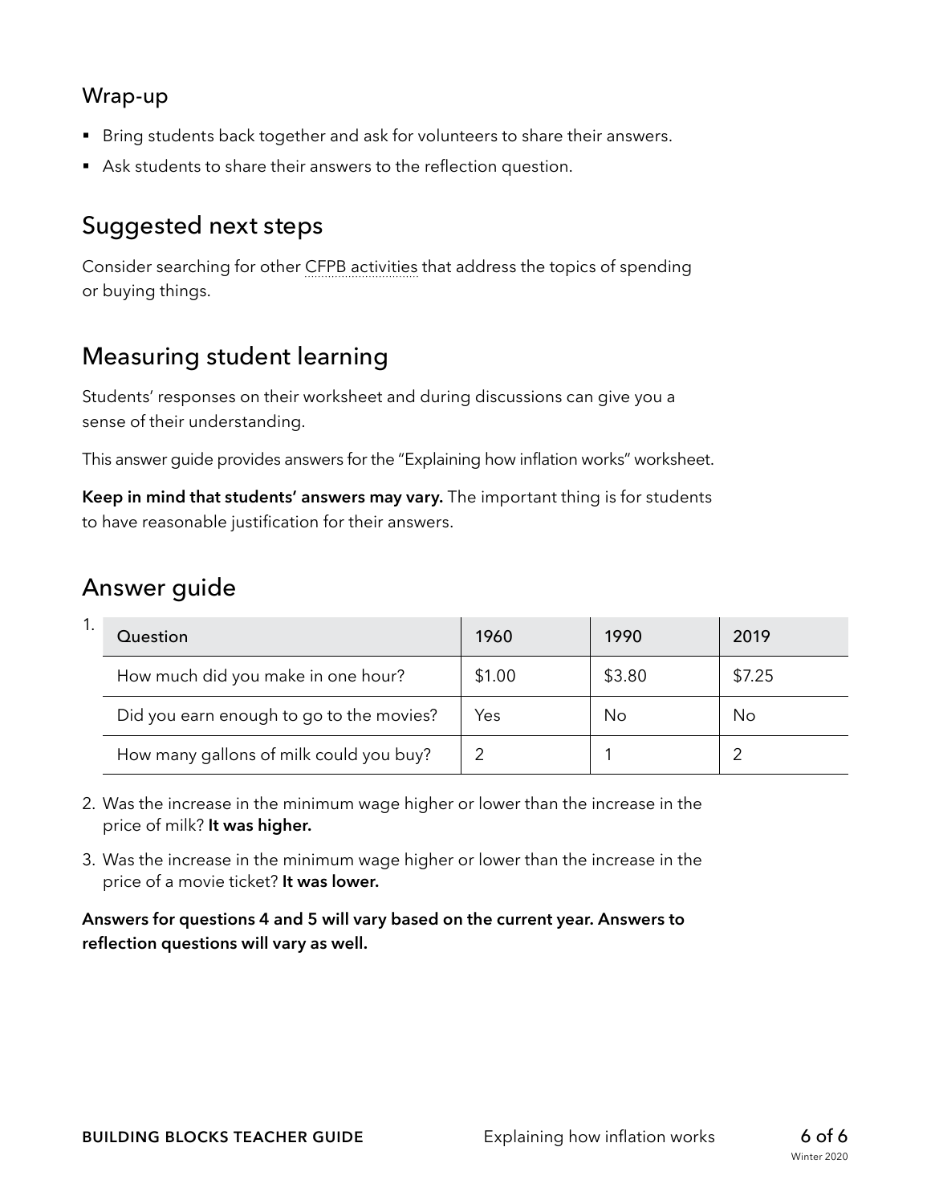## Wrap-up

- Bring students back together and ask for volunteers to share their answers.
- Ask students to share their answers to the reflection question.

## Suggested next steps

Consider searching for other CFPB activities that address the topics of spending or buying things.

## Measuring student learning

Students' responses on their worksheet and during discussions can give you a sense of their understanding.

This answer guide provides answers for the "Explaining how inflation works" worksheet.

**Keep in mind that students' answers may vary.** The important thing is for students to have reasonable justification for their answers.

## Answer guide

1.

| Question | 1960 | 1990 | 2019 |
|---|---|---|---|
| How much did you make in one hour? | $1.00 | $3.80 | $7.25 |
| Did you earn enough to go to the movies? | Yes | No | No |
| How many gallons of milk could you buy? | 2 | 1 | 2 |

2. Was the increase in the minimum wage higher or lower than the increase in the price of milk? **It was higher.**
3. Was the increase in the minimum wage higher or lower than the increase in the price of a movie ticket? **It was lower.**

**Answers for questions 4 and 5 will vary based on the current year. Answers to reflection questions will vary as well.**